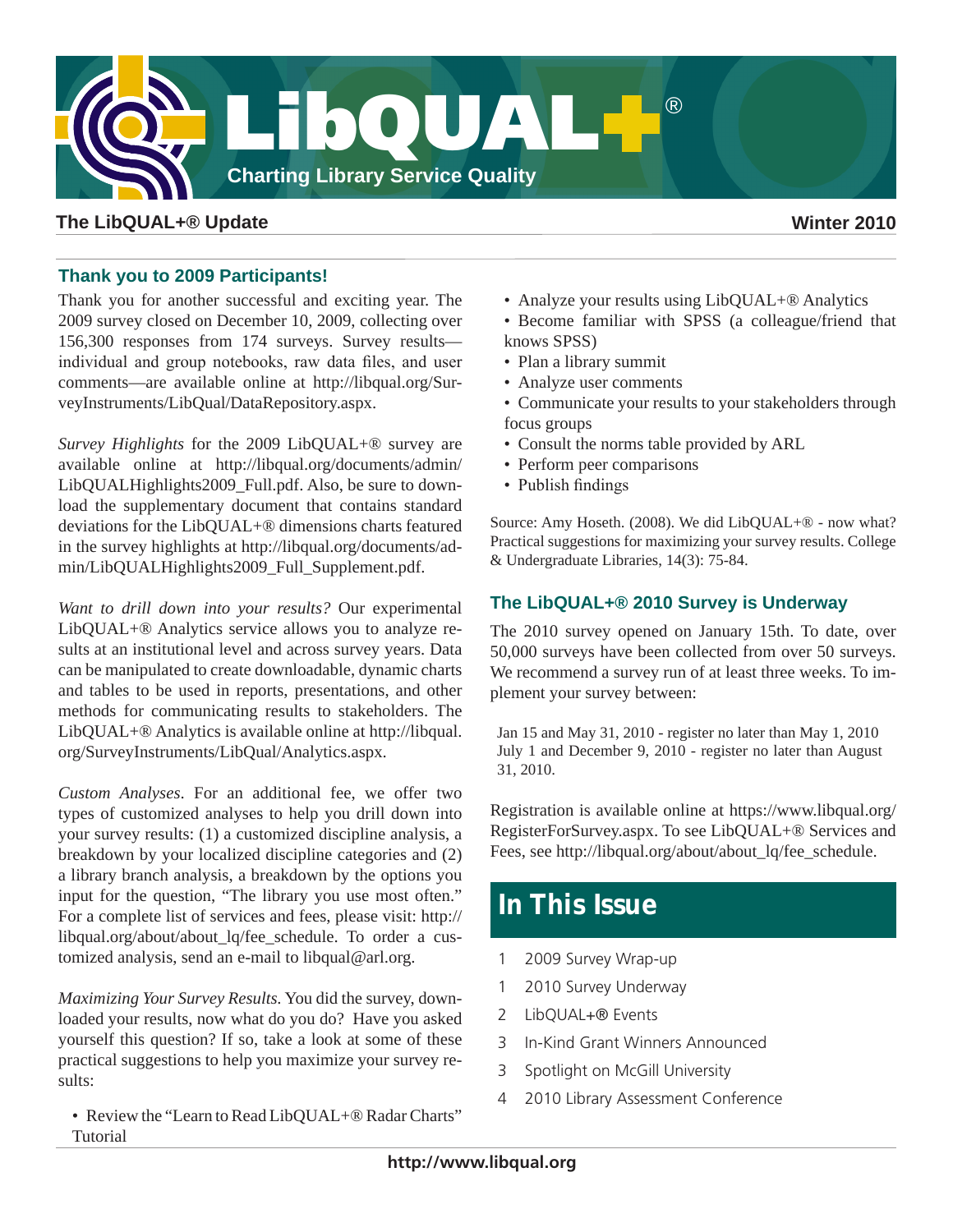# LibQUAL+®

**Charting Library Service Quality**

**The LibQUAL+® Update** **Winter 2010**

## Thank you to 2009 Participants!

Thank you for another successful and exciting year. The 2009 survey closed on December 10, 2009, collecting over 156,300 responses from 174 surveys. Survey results—individual and group notebooks, raw data files, and user comments—are available online at http://libqual.org/SurveyInstruments/LibQual/DataRepository.aspx.

*Survey Highlights* for the 2009 LibQUAL+® survey are available online at http://libqual.org/documents/admin/LibQUALHighlights2009_Full.pdf. Also, be sure to download the supplementary document that contains standard deviations for the LibQUAL+® dimensions charts featured in the survey highlights at http://libqual.org/documents/admin/LibQUALHighlights2009_Full_Supplement.pdf.

*Want to drill down into your results?* Our experimental LibQUAL+® Analytics service allows you to analyze results at an institutional level and across survey years. Data can be manipulated to create downloadable, dynamic charts and tables to be used in reports, presentations, and other methods for communicating results to stakeholders. The LibQUAL+® Analytics is available online at http://libqual.org/SurveyInstruments/LibQual/Analytics.aspx.

*Custom Analyses*. For an additional fee, we offer two types of customized analyses to help you drill down into your survey results: (1) a customized discipline analysis, a breakdown by your localized discipline categories and (2) a library branch analysis, a breakdown by the options you input for the question, "The library you use most often." For a complete list of services and fees, please visit: http://libqual.org/about/about_lq/fee_schedule. To order a customized analysis, send an e-mail to libqual@arl.org.

*Maximizing Your Survey Results.* You did the survey, downloaded your results, now what do you do? Have you asked yourself this question? If so, take a look at some of these practical suggestions to help you maximize your survey results:

- Review the "Learn to Read LibQUAL+® Radar Charts" Tutorial
- Analyze your results using LibQUAL+® Analytics
- Become familiar with SPSS (a colleague/friend that knows SPSS)
- Plan a library summit
- Analyze user comments
- Communicate your results to your stakeholders through focus groups
- Consult the norms table provided by ARL
- Perform peer comparisons
- Publish findings

Source: Amy Hoseth. (2008). We did LibQUAL+® - now what? Practical suggestions for maximizing your survey results. College & Undergraduate Libraries, 14(3): 75-84.

## The LibQUAL+® 2010 Survey is Underway

The 2010 survey opened on January 15th. To date, over 50,000 surveys have been collected from over 50 surveys. We recommend a survey run of at least three weeks. To implement your survey between:

Jan 15 and May 31, 2010 - register no later than May 1, 2010
July 1 and December 9, 2010 - register no later than August 31, 2010.

Registration is available online at https://www.libqual.org/RegisterForSurvey.aspx. To see LibQUAL+® Services and Fees, see http://libqual.org/about/about_lq/fee_schedule.

## In This Issue

1 2009 Survey Wrap-up
1 2010 Survey Underway
2 LibQUAL+® Events
3 In-Kind Grant Winners Announced
3 Spotlight on McGill University
4 2010 Library Assessment Conference

http://www.libqual.org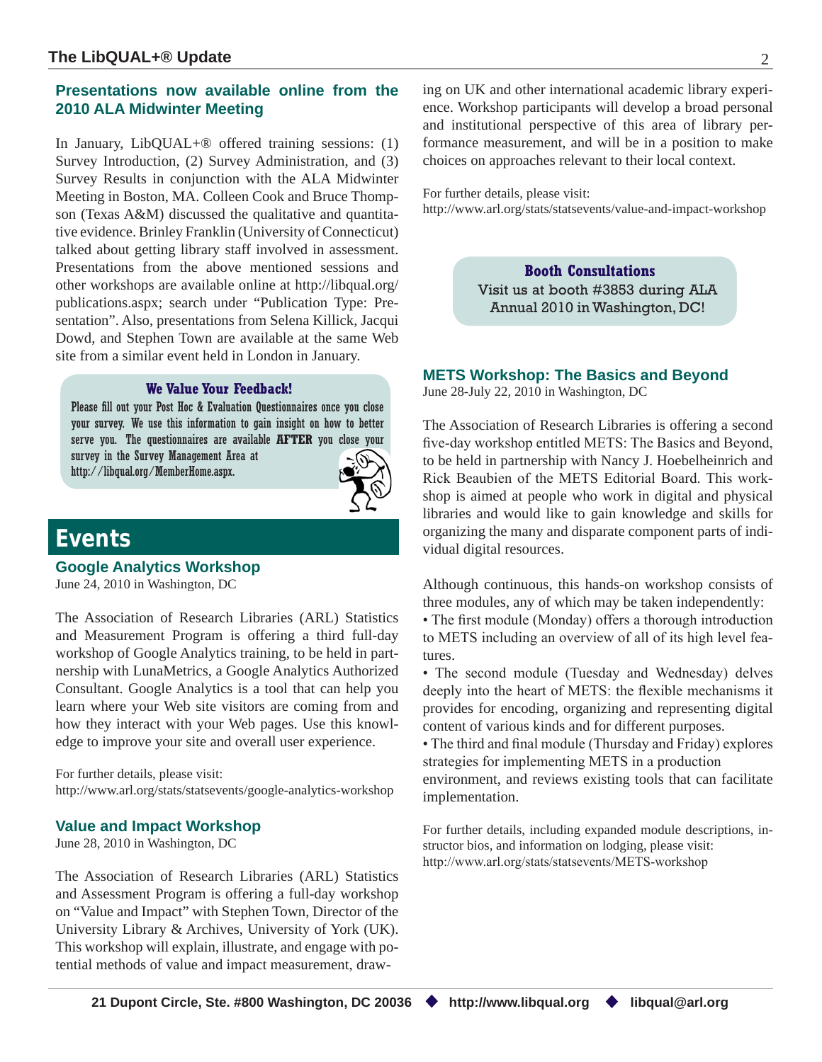## Presentations now available online from the 2010 ALA Midwinter Meeting

In January, LibQUAL+® offered training sessions: (1) Survey Introduction, (2) Survey Administration, and (3) Survey Results in conjunction with the ALA Midwinter Meeting in Boston, MA. Colleen Cook and Bruce Thompson (Texas A&M) discussed the qualitative and quantitative evidence. Brinley Franklin (University of Connecticut) talked about getting library staff involved in assessment. Presentations from the above mentioned sessions and other workshops are available online at http://libqual.org/publications.aspx; search under "Publication Type: Presentation". Also, presentations from Selena Killick, Jacqui Dowd, and Stephen Town are available at the same Web site from a similar event held in London in January.

**We Value Your Feedback!**

Please fill out your Post Hoc & Evaluation Questionnaires once you close your survey. We use this information to gain insight on how to better serve you. The questionnaires are available **AFTER** you close your survey in the Survey Management Area at http://libqual.org/MemberHome.aspx.

# Events

## Google Analytics Workshop

June 24, 2010 in Washington, DC

The Association of Research Libraries (ARL) Statistics and Measurement Program is offering a third full-day workshop of Google Analytics training, to be held in partnership with LunaMetrics, a Google Analytics Authorized Consultant. Google Analytics is a tool that can help you learn where your Web site visitors are coming from and how they interact with your Web pages. Use this knowledge to improve your site and overall user experience.

For further details, please visit:
http://www.arl.org/stats/statsevents/google-analytics-workshop

## Value and Impact Workshop

June 28, 2010 in Washington, DC

The Association of Research Libraries (ARL) Statistics and Assessment Program is offering a full-day workshop on "Value and Impact" with Stephen Town, Director of the University Library & Archives, University of York (UK). This workshop will explain, illustrate, and engage with potential methods of value and impact measurement, drawing on UK and other international academic library experience. Workshop participants will develop a broad personal and institutional perspective of this area of library performance measurement, and will be in a position to make choices on approaches relevant to their local context.

For further details, please visit:
http://www.arl.org/stats/statsevents/value-and-impact-workshop

**Booth Consultations**

Visit us at booth #3853 during ALA Annual 2010 in Washington, DC!

## METS Workshop: The Basics and Beyond

June 28-July 22, 2010 in Washington, DC

The Association of Research Libraries is offering a second five-day workshop entitled METS: The Basics and Beyond, to be held in partnership with Nancy J. Hoebelheinrich and Rick Beaubien of the METS Editorial Board. This workshop is aimed at people who work in digital and physical libraries and would like to gain knowledge and skills for organizing the many and disparate component parts of individual digital resources.

Although continuous, this hands-on workshop consists of three modules, any of which may be taken independently:

- The first module (Monday) offers a thorough introduction to METS including an overview of all of its high level features.
- The second module (Tuesday and Wednesday) delves deeply into the heart of METS: the flexible mechanisms it provides for encoding, organizing and representing digital content of various kinds and for different purposes.
- The third and final module (Thursday and Friday) explores strategies for implementing METS in a production environment, and reviews existing tools that can facilitate implementation.

For further details, including expanded module descriptions, instructor bios, and information on lodging, please visit:
http://www.arl.org/stats/statsevents/METS-workshop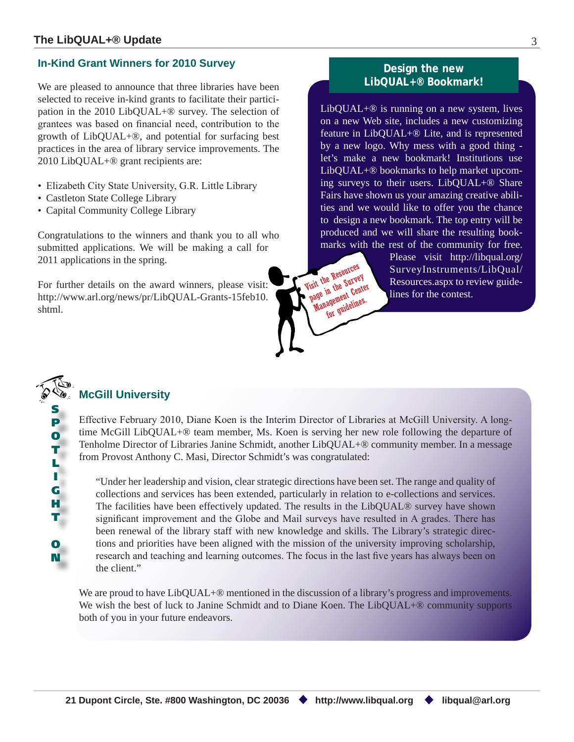## In-Kind Grant Winners for 2010 Survey

We are pleased to announce that three libraries have been selected to receive in-kind grants to facilitate their participation in the 2010 LibQUAL+® survey. The selection of grantees was based on financial need, contribution to the growth of LibQUAL+®, and potential for surfacing best practices in the area of library service improvements. The 2010 LibQUAL+® grant recipients are:

- Elizabeth City State University, G.R. Little Library
- Castleton State College Library
- Capital Community College Library

Congratulations to the winners and thank you to all who submitted applications. We will be making a call for 2011 applications in the spring.

For further details on the award winners, please visit: http://www.arl.org/news/pr/LibQUAL-Grants-15feb10.shtml.

## Design the new LibQUAL+® Bookmark!

LibQUAL+® is running on a new system, lives on a new Web site, includes a new customizing feature in LibQUAL+® Lite, and is represented by a new logo. Why mess with a good thing - let's make a new bookmark! Institutions use LibQUAL+® bookmarks to help market upcoming surveys to their users. LibQUAL+® Share Fairs have shown us your amazing creative abilities and we would like to offer you the chance to design a new bookmark. The top entry will be produced and we will share the resulting bookmarks with the rest of the community for free. Please visit http://libqual.org/SurveyInstruments/LibQual/Resources.aspx to review guidelines for the contest.

Visit the Resources page in the Survey Management Center for guidelines.

## SPOTLIGHT ON McGill University

Effective February 2010, Diane Koen is the Interim Director of Libraries at McGill University. A long-time McGill LibQUAL+® team member, Ms. Koen is serving her new role following the departure of Tenholme Director of Libraries Janine Schmidt, another LibQUAL+® community member. In a message from Provost Anthony C. Masi, Director Schmidt's was congratulated:

> "Under her leadership and vision, clear strategic directions have been set. The range and quality of collections and services has been extended, particularly in relation to e-collections and services. The facilities have been effectively updated. The results in the LibQUAL® survey have shown significant improvement and the Globe and Mail surveys have resulted in A grades. There has been renewal of the library staff with new knowledge and skills. The Library's strategic directions and priorities have been aligned with the mission of the university improving scholarship, research and teaching and learning outcomes. The focus in the last five years has always been on the client."

We are proud to have LibQUAL+® mentioned in the discussion of a library's progress and improvements. We wish the best of luck to Janine Schmidt and to Diane Koen. The LibQUAL+® community supports both of you in your future endeavors.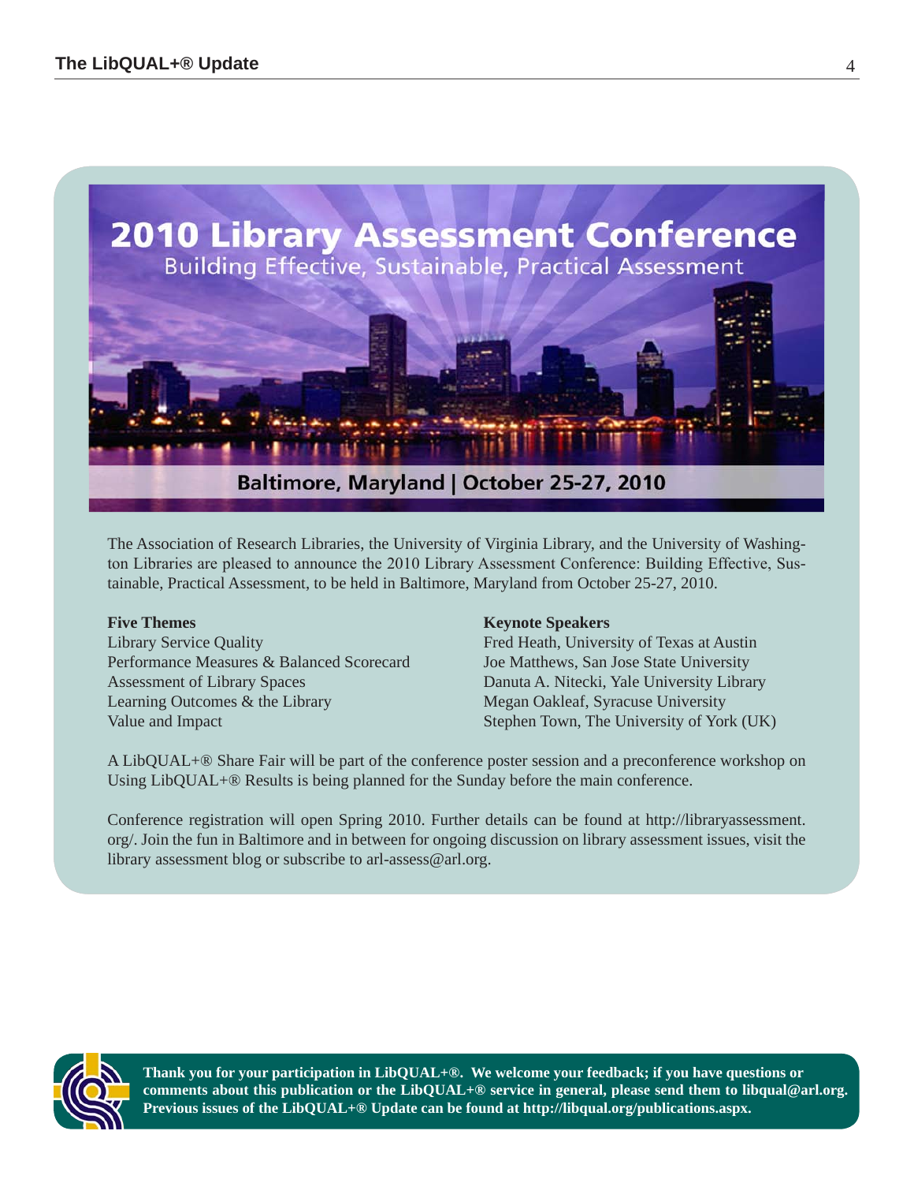# 2010 Library Assessment Conference

Building Effective, Sustainable, Practical Assessment

Baltimore, Maryland | October 25-27, 2010

The Association of Research Libraries, the University of Virginia Library, and the University of Washington Libraries are pleased to announce the 2010 Library Assessment Conference: Building Effective, Sustainable, Practical Assessment, to be held in Baltimore, Maryland from October 25-27, 2010.

**Five Themes**

Library Service Quality
Performance Measures & Balanced Scorecard
Assessment of Library Spaces
Learning Outcomes & the Library
Value and Impact

**Keynote Speakers**

Fred Heath, University of Texas at Austin
Joe Matthews, San Jose State University
Danuta A. Nitecki, Yale University Library
Megan Oakleaf, Syracuse University
Stephen Town, The University of York (UK)

A LibQUAL+® Share Fair will be part of the conference poster session and a preconference workshop on Using LibQUAL+® Results is being planned for the Sunday before the main conference.

Conference registration will open Spring 2010. Further details can be found at http://libraryassessment.org/. Join the fun in Baltimore and in between for ongoing discussion on library assessment issues, visit the library assessment blog or subscribe to arl-assess@arl.org.

**Thank you for your participation in LibQUAL+®. We welcome your feedback; if you have questions or comments about this publication or the LibQUAL+® service in general, please send them to libqual@arl.org. Previous issues of the LibQUAL+® Update can be found at http://libqual.org/publications.aspx.**